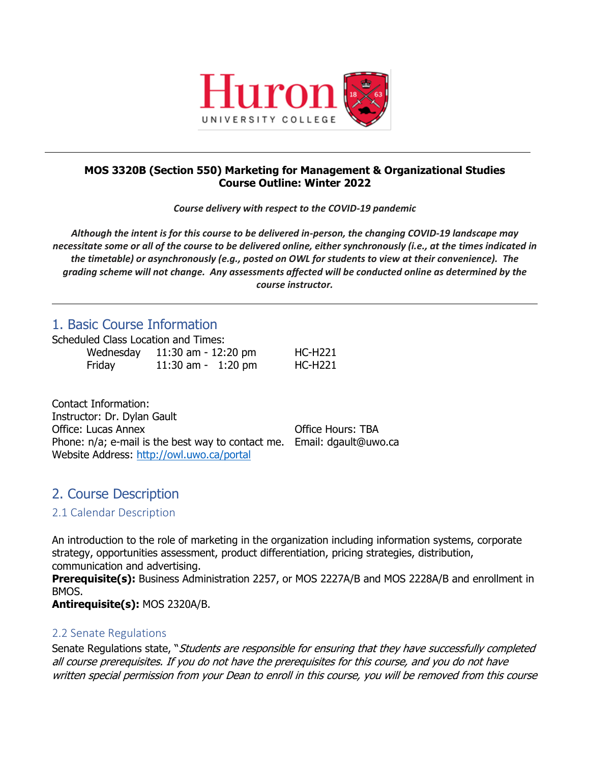**MOS 3320B (Section 550) Marketing for Management & Organizational Studies**
**Course Outline: Winter 2022**

***Course delivery with respect to the COVID-19 pandemic***

***Although the intent is for this course to be delivered in-person, the changing COVID-19 landscape may necessitate some or all of the course to be delivered online, either synchronously (i.e., at the times indicated in the timetable) or asynchronously (e.g., posted on OWL for students to view at their convenience). The grading scheme will not change. Any assessments affected will be conducted online as determined by the course instructor.***

# 1. Basic Course Information

Scheduled Class Location and Times:

| Day | Time | Location |
|---|---|---|
| Wednesday | 11:30 am - 12:20 pm | HC-H221 |
| Friday | 11:30 am - 1:20 pm | HC-H221 |

Contact Information:
Instructor: Dr. Dylan Gault
Office: Lucas Annex
Office Hours: TBA
Phone: n/a; e-mail is the best way to contact me.
Email: dgault@uwo.ca
Website Address: http://owl.uwo.ca/portal

# 2. Course Description

## 2.1 Calendar Description

An introduction to the role of marketing in the organization including information systems, corporate strategy, opportunities assessment, product differentiation, pricing strategies, distribution, communication and advertising.
**Prerequisite(s):** Business Administration 2257, or MOS 2227A/B and MOS 2228A/B and enrollment in BMOS.
**Antirequisite(s):** MOS 2320A/B.

## 2.2 Senate Regulations

Senate Regulations state, "*Students are responsible for ensuring that they have successfully completed all course prerequisites. If you do not have the prerequisites for this course, and you do not have written special permission from your Dean to enroll in this course, you will be removed from this course*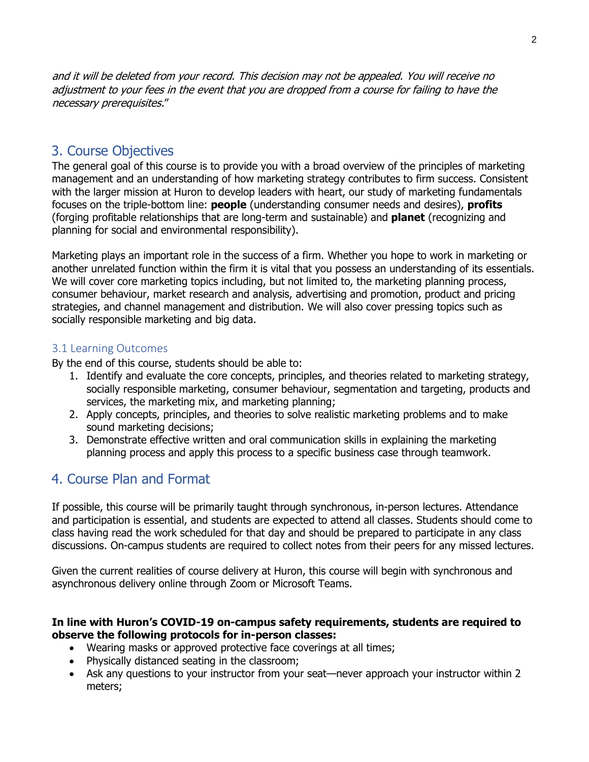*and it will be deleted from your record. This decision may not be appealed. You will receive no adjustment to your fees in the event that you are dropped from a course for failing to have the necessary prerequisites.*"

## 3. Course Objectives

The general goal of this course is to provide you with a broad overview of the principles of marketing management and an understanding of how marketing strategy contributes to firm success. Consistent with the larger mission at Huron to develop leaders with heart, our study of marketing fundamentals focuses on the triple-bottom line: **people** (understanding consumer needs and desires), **profits** (forging profitable relationships that are long-term and sustainable) and **planet** (recognizing and planning for social and environmental responsibility).

Marketing plays an important role in the success of a firm. Whether you hope to work in marketing or another unrelated function within the firm it is vital that you possess an understanding of its essentials. We will cover core marketing topics including, but not limited to, the marketing planning process, consumer behaviour, market research and analysis, advertising and promotion, product and pricing strategies, and channel management and distribution. We will also cover pressing topics such as socially responsible marketing and big data.

### 3.1 Learning Outcomes

By the end of this course, students should be able to:

1. Identify and evaluate the core concepts, principles, and theories related to marketing strategy, socially responsible marketing, consumer behaviour, segmentation and targeting, products and services, the marketing mix, and marketing planning;
2. Apply concepts, principles, and theories to solve realistic marketing problems and to make sound marketing decisions;
3. Demonstrate effective written and oral communication skills in explaining the marketing planning process and apply this process to a specific business case through teamwork.

## 4. Course Plan and Format

If possible, this course will be primarily taught through synchronous, in-person lectures. Attendance and participation is essential, and students are expected to attend all classes. Students should come to class having read the work scheduled for that day and should be prepared to participate in any class discussions. On-campus students are required to collect notes from their peers for any missed lectures.

Given the current realities of course delivery at Huron, this course will begin with synchronous and asynchronous delivery online through Zoom or Microsoft Teams.

**In line with Huron's COVID-19 on-campus safety requirements, students are required to observe the following protocols for in-person classes:**

- Wearing masks or approved protective face coverings at all times;
- Physically distanced seating in the classroom;
- Ask any questions to your instructor from your seat—never approach your instructor within 2 meters;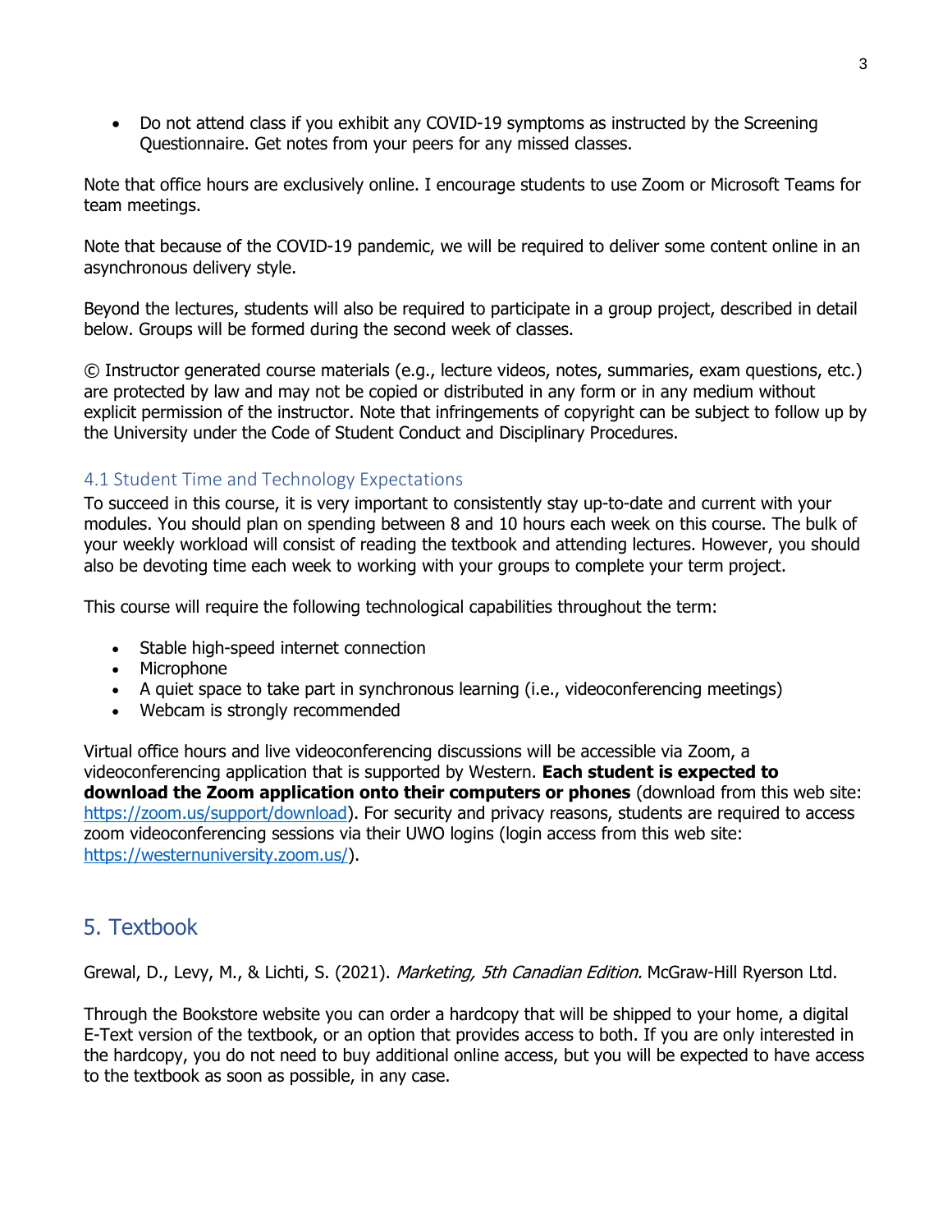- Do not attend class if you exhibit any COVID-19 symptoms as instructed by the Screening Questionnaire. Get notes from your peers for any missed classes.

Note that office hours are exclusively online. I encourage students to use Zoom or Microsoft Teams for team meetings.

Note that because of the COVID-19 pandemic, we will be required to deliver some content online in an asynchronous delivery style.

Beyond the lectures, students will also be required to participate in a group project, described in detail below. Groups will be formed during the second week of classes.

© Instructor generated course materials (e.g., lecture videos, notes, summaries, exam questions, etc.) are protected by law and may not be copied or distributed in any form or in any medium without explicit permission of the instructor. Note that infringements of copyright can be subject to follow up by the University under the Code of Student Conduct and Disciplinary Procedures.

### 4.1 Student Time and Technology Expectations

To succeed in this course, it is very important to consistently stay up-to-date and current with your modules. You should plan on spending between 8 and 10 hours each week on this course. The bulk of your weekly workload will consist of reading the textbook and attending lectures. However, you should also be devoting time each week to working with your groups to complete your term project.

This course will require the following technological capabilities throughout the term:

- Stable high-speed internet connection
- Microphone
- A quiet space to take part in synchronous learning (i.e., videoconferencing meetings)
- Webcam is strongly recommended

Virtual office hours and live videoconferencing discussions will be accessible via Zoom, a videoconferencing application that is supported by Western. **Each student is expected to download the Zoom application onto their computers or phones** (download from this web site: [https://zoom.us/support/download](https://zoom.us/support/download)). For security and privacy reasons, students are required to access zoom videoconferencing sessions via their UWO logins (login access from this web site: [https://westernuniversity.zoom.us/](https://westernuniversity.zoom.us/)).

## 5. Textbook

Grewal, D., Levy, M., & Lichti, S. (2021). *Marketing, 5th Canadian Edition.* McGraw-Hill Ryerson Ltd.

Through the Bookstore website you can order a hardcopy that will be shipped to your home, a digital E-Text version of the textbook, or an option that provides access to both. If you are only interested in the hardcopy, you do not need to buy additional online access, but you will be expected to have access to the textbook as soon as possible, in any case.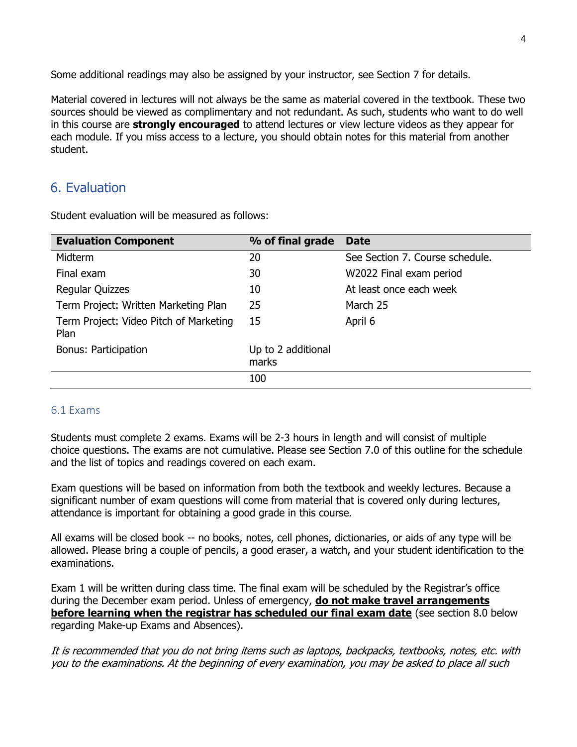Some additional readings may also be assigned by your instructor, see Section 7 for details.

Material covered in lectures will not always be the same as material covered in the textbook. These two sources should be viewed as complimentary and not redundant. As such, students who want to do well in this course are **strongly encouraged** to attend lectures or view lecture videos as they appear for each module. If you miss access to a lecture, you should obtain notes for this material from another student.

## 6. Evaluation

Student evaluation will be measured as follows:

| Evaluation Component | % of final grade | Date |
| --- | --- | --- |
| Midterm | 20 | See Section 7. Course schedule. |
| Final exam | 30 | W2022 Final exam period |
| Regular Quizzes | 10 | At least once each week |
| Term Project: Written Marketing Plan | 25 | March 25 |
| Term Project: Video Pitch of Marketing Plan | 15 | April 6 |
| Bonus: Participation | Up to 2 additional marks | |
| | 100 | |

### 6.1 Exams

Students must complete 2 exams. Exams will be 2-3 hours in length and will consist of multiple choice questions. The exams are not cumulative. Please see Section 7.0 of this outline for the schedule and the list of topics and readings covered on each exam.

Exam questions will be based on information from both the textbook and weekly lectures. Because a significant number of exam questions will come from material that is covered only during lectures, attendance is important for obtaining a good grade in this course.

All exams will be closed book -- no books, notes, cell phones, dictionaries, or aids of any type will be allowed. Please bring a couple of pencils, a good eraser, a watch, and your student identification to the examinations.

Exam 1 will be written during class time. The final exam will be scheduled by the Registrar's office during the December exam period. Unless of emergency, **do not make travel arrangements before learning when the registrar has scheduled our final exam date** (see section 8.0 below regarding Make-up Exams and Absences).

*It is recommended that you do not bring items such as laptops, backpacks, textbooks, notes, etc. with you to the examinations. At the beginning of every examination, you may be asked to place all such*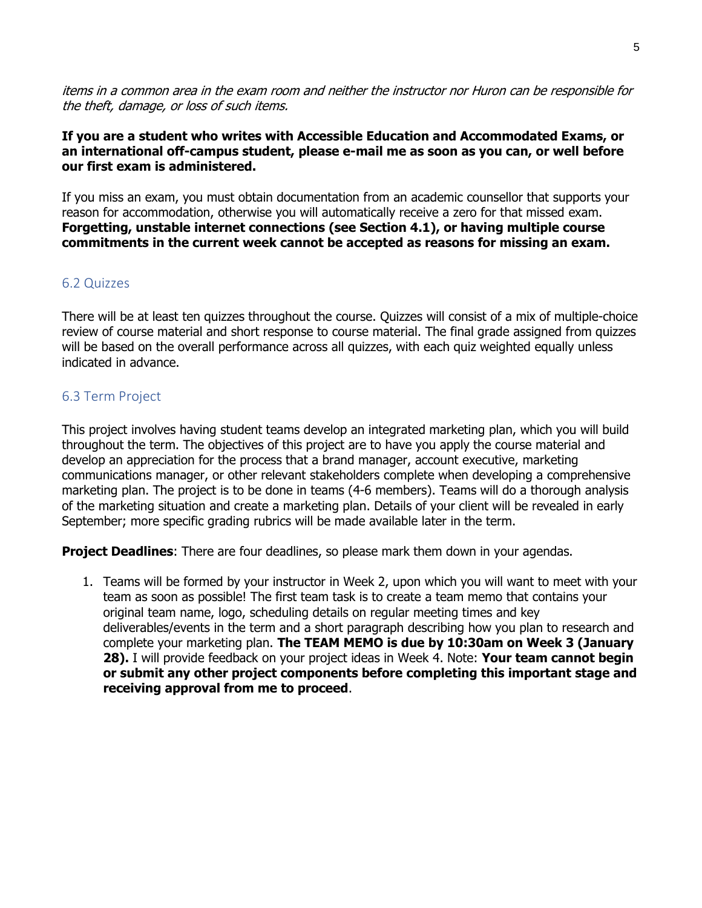*items in a common area in the exam room and neither the instructor nor Huron can be responsible for the theft, damage, or loss of such items.*

**If you are a student who writes with Accessible Education and Accommodated Exams, or an international off-campus student, please e-mail me as soon as you can, or well before our first exam is administered.**

If you miss an exam, you must obtain documentation from an academic counsellor that supports your reason for accommodation, otherwise you will automatically receive a zero for that missed exam. **Forgetting, unstable internet connections (see Section 4.1), or having multiple course commitments in the current week cannot be accepted as reasons for missing an exam.**

## 6.2 Quizzes

There will be at least ten quizzes throughout the course. Quizzes will consist of a mix of multiple-choice review of course material and short response to course material. The final grade assigned from quizzes will be based on the overall performance across all quizzes, with each quiz weighted equally unless indicated in advance.

## 6.3 Term Project

This project involves having student teams develop an integrated marketing plan, which you will build throughout the term. The objectives of this project are to have you apply the course material and develop an appreciation for the process that a brand manager, account executive, marketing communications manager, or other relevant stakeholders complete when developing a comprehensive marketing plan. The project is to be done in teams (4-6 members). Teams will do a thorough analysis of the marketing situation and create a marketing plan. Details of your client will be revealed in early September; more specific grading rubrics will be made available later in the term.

**Project Deadlines**: There are four deadlines, so please mark them down in your agendas.

1. Teams will be formed by your instructor in Week 2, upon which you will want to meet with your team as soon as possible! The first team task is to create a team memo that contains your original team name, logo, scheduling details on regular meeting times and key deliverables/events in the term and a short paragraph describing how you plan to research and complete your marketing plan. **The TEAM MEMO is due by 10:30am on Week 3 (January 28).** I will provide feedback on your project ideas in Week 4. Note: **Your team cannot begin or submit any other project components before completing this important stage and receiving approval from me to proceed**.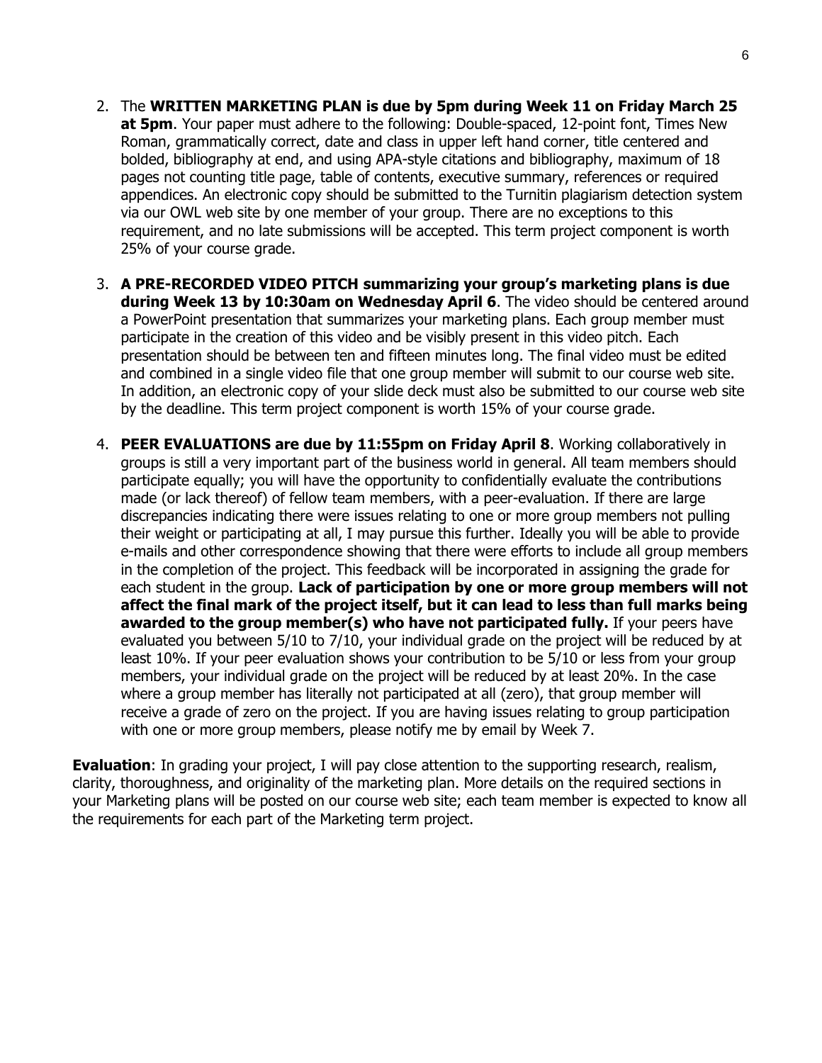2. The **WRITTEN MARKETING PLAN is due by 5pm during Week 11 on Friday March 25 at 5pm**. Your paper must adhere to the following: Double-spaced, 12-point font, Times New Roman, grammatically correct, date and class in upper left hand corner, title centered and bolded, bibliography at end, and using APA-style citations and bibliography, maximum of 18 pages not counting title page, table of contents, executive summary, references or required appendices. An electronic copy should be submitted to the Turnitin plagiarism detection system via our OWL web site by one member of your group. There are no exceptions to this requirement, and no late submissions will be accepted. This term project component is worth 25% of your course grade.

3. **A PRE-RECORDED VIDEO PITCH summarizing your group's marketing plans is due during Week 13 by 10:30am on Wednesday April 6**. The video should be centered around a PowerPoint presentation that summarizes your marketing plans. Each group member must participate in the creation of this video and be visibly present in this video pitch. Each presentation should be between ten and fifteen minutes long. The final video must be edited and combined in a single video file that one group member will submit to our course web site. In addition, an electronic copy of your slide deck must also be submitted to our course web site by the deadline. This term project component is worth 15% of your course grade.

4. **PEER EVALUATIONS are due by 11:55pm on Friday April 8**. Working collaboratively in groups is still a very important part of the business world in general. All team members should participate equally; you will have the opportunity to confidentially evaluate the contributions made (or lack thereof) of fellow team members, with a peer-evaluation. If there are large discrepancies indicating there were issues relating to one or more group members not pulling their weight or participating at all, I may pursue this further. Ideally you will be able to provide e-mails and other correspondence showing that there were efforts to include all group members in the completion of the project. This feedback will be incorporated in assigning the grade for each student in the group. **Lack of participation by one or more group members will not affect the final mark of the project itself, but it can lead to less than full marks being awarded to the group member(s) who have not participated fully.** If your peers have evaluated you between 5/10 to 7/10, your individual grade on the project will be reduced by at least 10%. If your peer evaluation shows your contribution to be 5/10 or less from your group members, your individual grade on the project will be reduced by at least 20%. In the case where a group member has literally not participated at all (zero), that group member will receive a grade of zero on the project. If you are having issues relating to group participation with one or more group members, please notify me by email by Week 7.

**Evaluation**: In grading your project, I will pay close attention to the supporting research, realism, clarity, thoroughness, and originality of the marketing plan. More details on the required sections in your Marketing plans will be posted on our course web site; each team member is expected to know all the requirements for each part of the Marketing term project.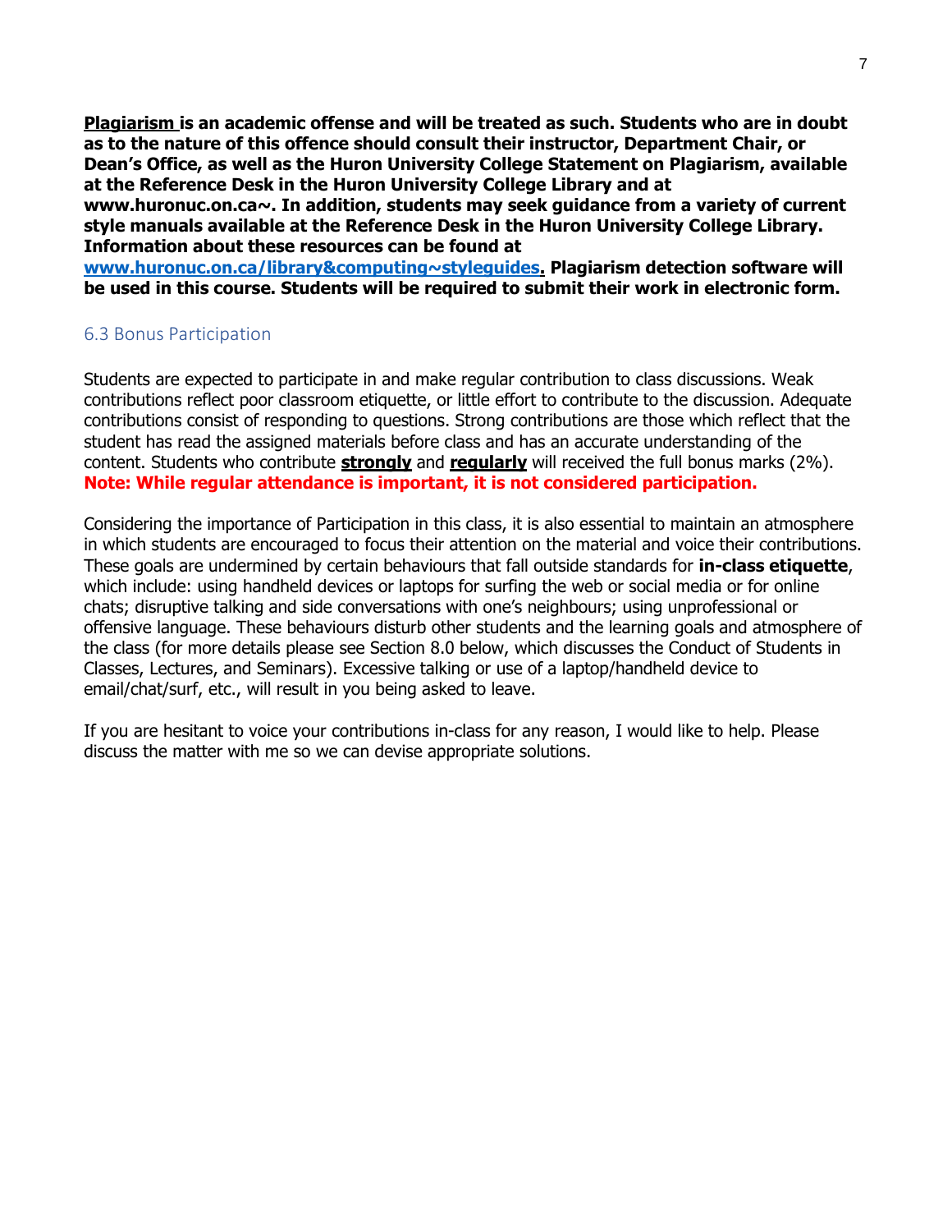**Plagiarism is an academic offense and will be treated as such. Students who are in doubt as to the nature of this offence should consult their instructor, Department Chair, or Dean's Office, as well as the Huron University College Statement on Plagiarism, available at the Reference Desk in the Huron University College Library and at www.huronuc.on.ca~. In addition, students may seek guidance from a variety of current style manuals available at the Reference Desk in the Huron University College Library. Information about these resources can be found at [www.huronuc.on.ca/library&computing~styleguides](www.huronuc.on.ca/library&computing~styleguides). Plagiarism detection software will be used in this course. Students will be required to submit their work in electronic form.**

### 6.3 Bonus Participation

Students are expected to participate in and make regular contribution to class discussions. Weak contributions reflect poor classroom etiquette, or little effort to contribute to the discussion. Adequate contributions consist of responding to questions. Strong contributions are those which reflect that the student has read the assigned materials before class and has an accurate understanding of the content. Students who contribute **strongly** and **regularly** will received the full bonus marks (2%). **Note: While regular attendance is important, it is not considered participation.**

Considering the importance of Participation in this class, it is also essential to maintain an atmosphere in which students are encouraged to focus their attention on the material and voice their contributions. These goals are undermined by certain behaviours that fall outside standards for **in-class etiquette**, which include: using handheld devices or laptops for surfing the web or social media or for online chats; disruptive talking and side conversations with one's neighbours; using unprofessional or offensive language. These behaviours disturb other students and the learning goals and atmosphere of the class (for more details please see Section 8.0 below, which discusses the Conduct of Students in Classes, Lectures, and Seminars). Excessive talking or use of a laptop/handheld device to email/chat/surf, etc., will result in you being asked to leave.

If you are hesitant to voice your contributions in-class for any reason, I would like to help. Please discuss the matter with me so we can devise appropriate solutions.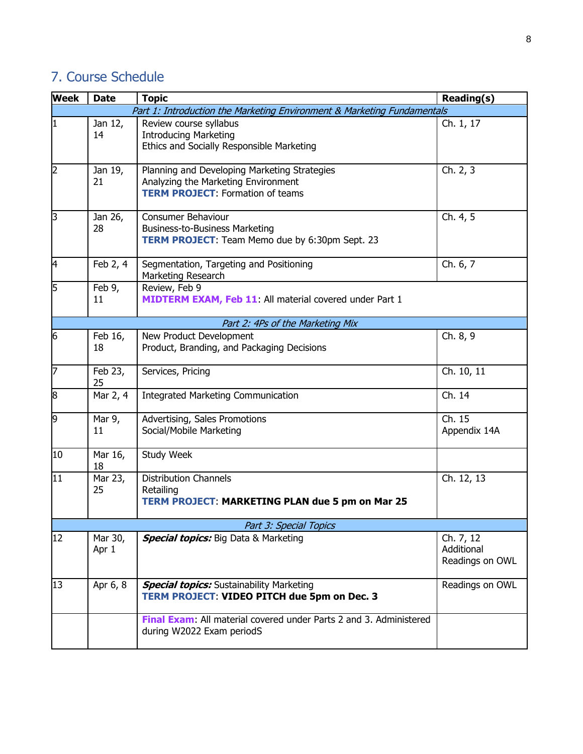## 7. Course Schedule

| Week | Date | Topic | Reading(s) |
|---|---|---|---|
| *Part 1: Introduction the Marketing Environment & Marketing Fundamentals* | | | |
| 1 | Jan 12, 14 | Review course syllabus<br>Introducing Marketing<br>Ethics and Socially Responsible Marketing | Ch. 1, 17 |
| 2 | Jan 19, 21 | Planning and Developing Marketing Strategies<br>Analyzing the Marketing Environment<br>**TERM PROJECT**: Formation of teams | Ch. 2, 3 |
| 3 | Jan 26, 28 | Consumer Behaviour<br>Business-to-Business Marketing<br>**TERM PROJECT**: Team Memo due by 6:30pm Sept. 23 | Ch. 4, 5 |
| 4 | Feb 2, 4 | Segmentation, Targeting and Positioning<br>Marketing Research | Ch. 6, 7 |
| 5 | Feb 9, 11 | Review, Feb 9<br>**MIDTERM EXAM, Feb 11**: All material covered under Part 1 | |
| *Part 2: 4Ps of the Marketing Mix* | | | |
| 6 | Feb 16, 18 | New Product Development<br>Product, Branding, and Packaging Decisions | Ch. 8, 9 |
| 7 | Feb 23, 25 | Services, Pricing | Ch. 10, 11 |
| 8 | Mar 2, 4 | Integrated Marketing Communication | Ch. 14 |
| 9 | Mar 9, 11 | Advertising, Sales Promotions<br>Social/Mobile Marketing | Ch. 15<br>Appendix 14A |
| 10 | Mar 16, 18 | Study Week | |
| 11 | Mar 23, 25 | Distribution Channels<br>Retailing<br>**TERM PROJECT**: **MARKETING PLAN due 5 pm on Mar 25** | Ch. 12, 13 |
| *Part 3: Special Topics* | | | |
| 12 | Mar 30, Apr 1 | ***Special topics:*** Big Data & Marketing | Ch. 7, 12<br>Additional Readings on OWL |
| 13 | Apr 6, 8 | ***Special topics:*** Sustainability Marketing<br>**TERM PROJECT**: **VIDEO PITCH due 5pm on Dec. 3** | Readings on OWL |
| | | **Final Exam**: All material covered under Parts 2 and 3. Administered during W2022 Exam periodS | |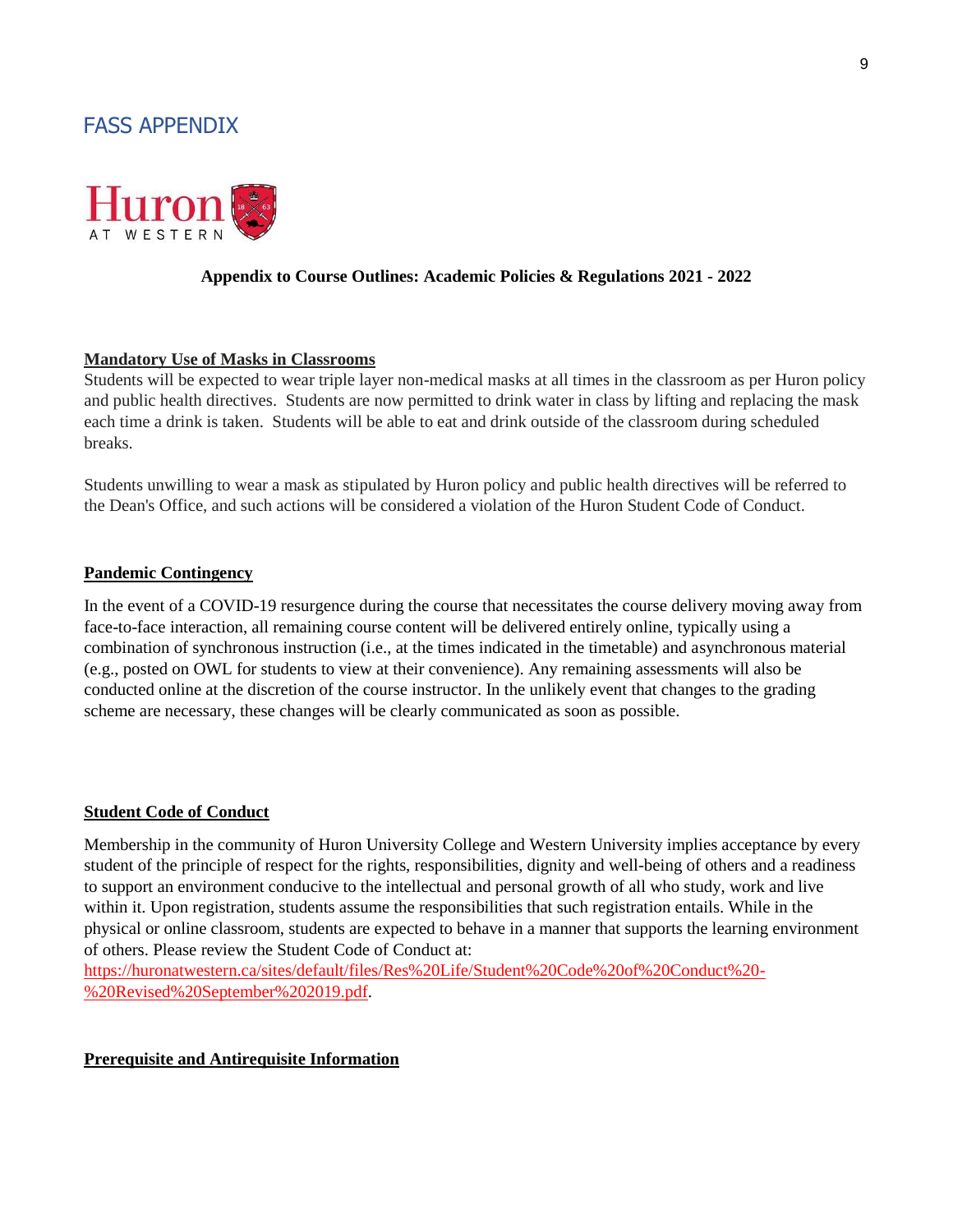# FASS APPENDIX

**Appendix to Course Outlines: Academic Policies & Regulations 2021 - 2022**

**Mandatory Use of Masks in Classrooms**

Students will be expected to wear triple layer non-medical masks at all times in the classroom as per Huron policy and public health directives. Students are now permitted to drink water in class by lifting and replacing the mask each time a drink is taken. Students will be able to eat and drink outside of the classroom during scheduled breaks.

Students unwilling to wear a mask as stipulated by Huron policy and public health directives will be referred to the Dean's Office, and such actions will be considered a violation of the Huron Student Code of Conduct.

**Pandemic Contingency**

In the event of a COVID-19 resurgence during the course that necessitates the course delivery moving away from face-to-face interaction, all remaining course content will be delivered entirely online, typically using a combination of synchronous instruction (i.e., at the times indicated in the timetable) and asynchronous material (e.g., posted on OWL for students to view at their convenience). Any remaining assessments will also be conducted online at the discretion of the course instructor. In the unlikely event that changes to the grading scheme are necessary, these changes will be clearly communicated as soon as possible.

**Student Code of Conduct**

Membership in the community of Huron University College and Western University implies acceptance by every student of the principle of respect for the rights, responsibilities, dignity and well-being of others and a readiness to support an environment conducive to the intellectual and personal growth of all who study, work and live within it. Upon registration, students assume the responsibilities that such registration entails. While in the physical or online classroom, students are expected to behave in a manner that supports the learning environment of others. Please review the Student Code of Conduct at: https://huronatwestern.ca/sites/default/files/Res%20Life/Student%20Code%20of%20Conduct%20-%20Revised%20September%202019.pdf.

**Prerequisite and Antirequisite Information**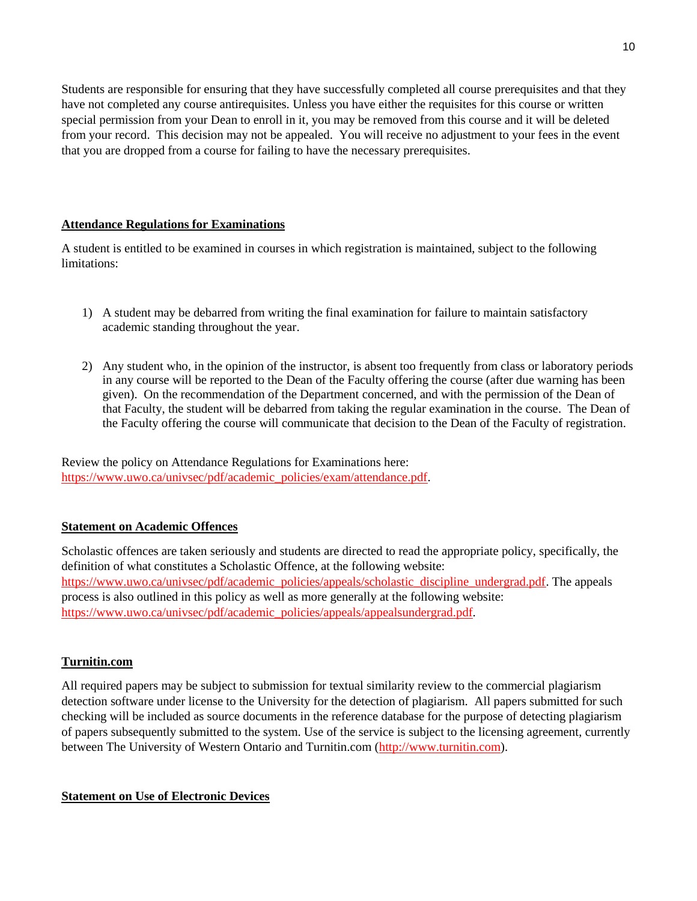Students are responsible for ensuring that they have successfully completed all course prerequisites and that they have not completed any course antirequisites. Unless you have either the requisites for this course or written special permission from your Dean to enroll in it, you may be removed from this course and it will be deleted from your record. This decision may not be appealed. You will receive no adjustment to your fees in the event that you are dropped from a course for failing to have the necessary prerequisites.

## Attendance Regulations for Examinations

A student is entitled to be examined in courses in which registration is maintained, subject to the following limitations:

1) A student may be debarred from writing the final examination for failure to maintain satisfactory academic standing throughout the year.

2) Any student who, in the opinion of the instructor, is absent too frequently from class or laboratory periods in any course will be reported to the Dean of the Faculty offering the course (after due warning has been given). On the recommendation of the Department concerned, and with the permission of the Dean of that Faculty, the student will be debarred from taking the regular examination in the course. The Dean of the Faculty offering the course will communicate that decision to the Dean of the Faculty of registration.

Review the policy on Attendance Regulations for Examinations here: https://www.uwo.ca/univsec/pdf/academic_policies/exam/attendance.pdf.

## Statement on Academic Offences

Scholastic offences are taken seriously and students are directed to read the appropriate policy, specifically, the definition of what constitutes a Scholastic Offence, at the following website: https://www.uwo.ca/univsec/pdf/academic_policies/appeals/scholastic_discipline_undergrad.pdf. The appeals process is also outlined in this policy as well as more generally at the following website: https://www.uwo.ca/univsec/pdf/academic_policies/appeals/appealsundergrad.pdf.

## Turnitin.com

All required papers may be subject to submission for textual similarity review to the commercial plagiarism detection software under license to the University for the detection of plagiarism. All papers submitted for such checking will be included as source documents in the reference database for the purpose of detecting plagiarism of papers subsequently submitted to the system. Use of the service is subject to the licensing agreement, currently between The University of Western Ontario and Turnitin.com (http://www.turnitin.com).

## Statement on Use of Electronic Devices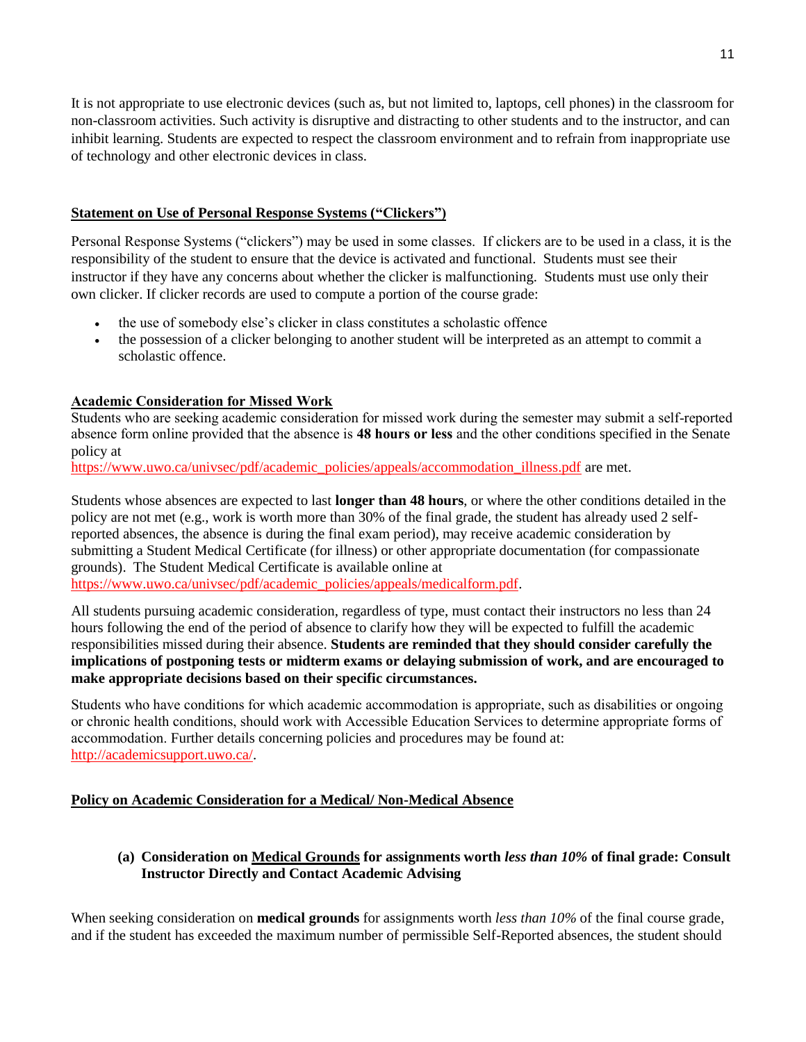It is not appropriate to use electronic devices (such as, but not limited to, laptops, cell phones) in the classroom for non-classroom activities. Such activity is disruptive and distracting to other students and to the instructor, and can inhibit learning. Students are expected to respect the classroom environment and to refrain from inappropriate use of technology and other electronic devices in class.

## Statement on Use of Personal Response Systems ("Clickers")

Personal Response Systems ("clickers") may be used in some classes. If clickers are to be used in a class, it is the responsibility of the student to ensure that the device is activated and functional. Students must see their instructor if they have any concerns about whether the clicker is malfunctioning. Students must use only their own clicker. If clicker records are used to compute a portion of the course grade:

- the use of somebody else's clicker in class constitutes a scholastic offence
- the possession of a clicker belonging to another student will be interpreted as an attempt to commit a scholastic offence.

## Academic Consideration for Missed Work

Students who are seeking academic consideration for missed work during the semester may submit a self-reported absence form online provided that the absence is **48 hours or less** and the other conditions specified in the Senate policy at https://www.uwo.ca/univsec/pdf/academic_policies/appeals/accommodation_illness.pdf are met.

Students whose absences are expected to last **longer than 48 hours**, or where the other conditions detailed in the policy are not met (e.g., work is worth more than 30% of the final grade, the student has already used 2 self-reported absences, the absence is during the final exam period), may receive academic consideration by submitting a Student Medical Certificate (for illness) or other appropriate documentation (for compassionate grounds). The Student Medical Certificate is available online at https://www.uwo.ca/univsec/pdf/academic_policies/appeals/medicalform.pdf.

All students pursuing academic consideration, regardless of type, must contact their instructors no less than 24 hours following the end of the period of absence to clarify how they will be expected to fulfill the academic responsibilities missed during their absence. **Students are reminded that they should consider carefully the implications of postponing tests or midterm exams or delaying submission of work, and are encouraged to make appropriate decisions based on their specific circumstances.**

Students who have conditions for which academic accommodation is appropriate, such as disabilities or ongoing or chronic health conditions, should work with Accessible Education Services to determine appropriate forms of accommodation. Further details concerning policies and procedures may be found at: http://academicsupport.uwo.ca/.

## Policy on Academic Consideration for a Medical/ Non-Medical Absence

### (a) Consideration on Medical Grounds for assignments worth *less than 10%* of final grade: Consult Instructor Directly and Contact Academic Advising

When seeking consideration on **medical grounds** for assignments worth *less than 10%* of the final course grade, and if the student has exceeded the maximum number of permissible Self-Reported absences, the student should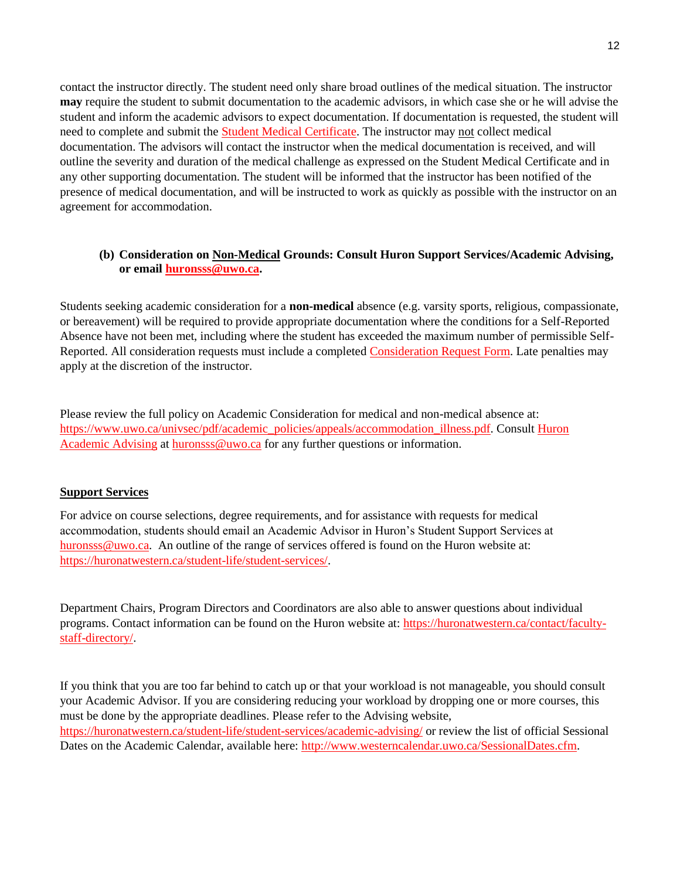contact the instructor directly. The student need only share broad outlines of the medical situation. The instructor **may** require the student to submit documentation to the academic advisors, in which case she or he will advise the student and inform the academic advisors to expect documentation. If documentation is requested, the student will need to complete and submit the Student Medical Certificate. The instructor may not collect medical documentation. The advisors will contact the instructor when the medical documentation is received, and will outline the severity and duration of the medical challenge as expressed on the Student Medical Certificate and in any other supporting documentation. The student will be informed that the instructor has been notified of the presence of medical documentation, and will be instructed to work as quickly as possible with the instructor on an agreement for accommodation.

**(b) Consideration on Non-Medical Grounds: Consult Huron Support Services/Academic Advising, or email huronsss@uwo.ca.**

Students seeking academic consideration for a **non-medical** absence (e.g. varsity sports, religious, compassionate, or bereavement) will be required to provide appropriate documentation where the conditions for a Self-Reported Absence have not been met, including where the student has exceeded the maximum number of permissible Self-Reported. All consideration requests must include a completed Consideration Request Form. Late penalties may apply at the discretion of the instructor.

Please review the full policy on Academic Consideration for medical and non-medical absence at: https://www.uwo.ca/univsec/pdf/academic_policies/appeals/accommodation_illness.pdf. Consult Huron Academic Advising at huronsss@uwo.ca for any further questions or information.

## Support Services

For advice on course selections, degree requirements, and for assistance with requests for medical accommodation, students should email an Academic Advisor in Huron's Student Support Services at huronsss@uwo.ca. An outline of the range of services offered is found on the Huron website at: https://huronatwestern.ca/student-life/student-services/.

Department Chairs, Program Directors and Coordinators are also able to answer questions about individual programs. Contact information can be found on the Huron website at: https://huronatwestern.ca/contact/faculty-staff-directory/.

If you think that you are too far behind to catch up or that your workload is not manageable, you should consult your Academic Advisor. If you are considering reducing your workload by dropping one or more courses, this must be done by the appropriate deadlines. Please refer to the Advising website, https://huronatwestern.ca/student-life/student-services/academic-advising/ or review the list of official Sessional Dates on the Academic Calendar, available here: http://www.westerncalendar.uwo.ca/SessionalDates.cfm.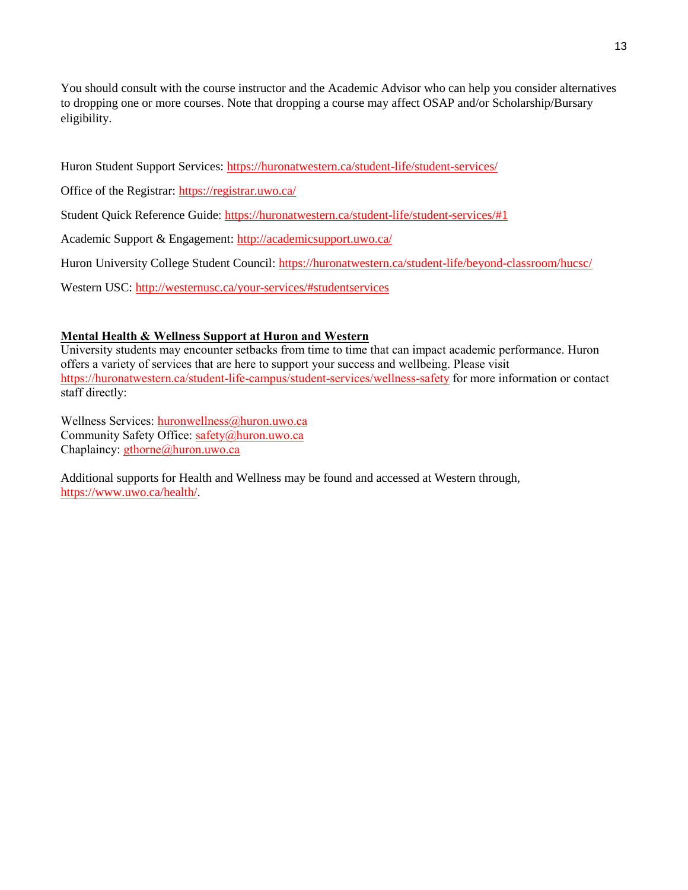You should consult with the course instructor and the Academic Advisor who can help you consider alternatives to dropping one or more courses. Note that dropping a course may affect OSAP and/or Scholarship/Bursary eligibility.

Huron Student Support Services: https://huronatwestern.ca/student-life/student-services/

Office of the Registrar: https://registrar.uwo.ca/

Student Quick Reference Guide: https://huronatwestern.ca/student-life/student-services/#1

Academic Support & Engagement: http://academicsupport.uwo.ca/

Huron University College Student Council: https://huronatwestern.ca/student-life/beyond-classroom/hucsc/

Western USC: http://westernusc.ca/your-services/#studentservices

**Mental Health & Wellness Support at Huron and Western**

University students may encounter setbacks from time to time that can impact academic performance. Huron offers a variety of services that are here to support your success and wellbeing. Please visit https://huronatwestern.ca/student-life-campus/student-services/wellness-safety for more information or contact staff directly:

Wellness Services: huronwellness@huron.uwo.ca
Community Safety Office: safety@huron.uwo.ca
Chaplaincy: gthorne@huron.uwo.ca

Additional supports for Health and Wellness may be found and accessed at Western through, https://www.uwo.ca/health/.